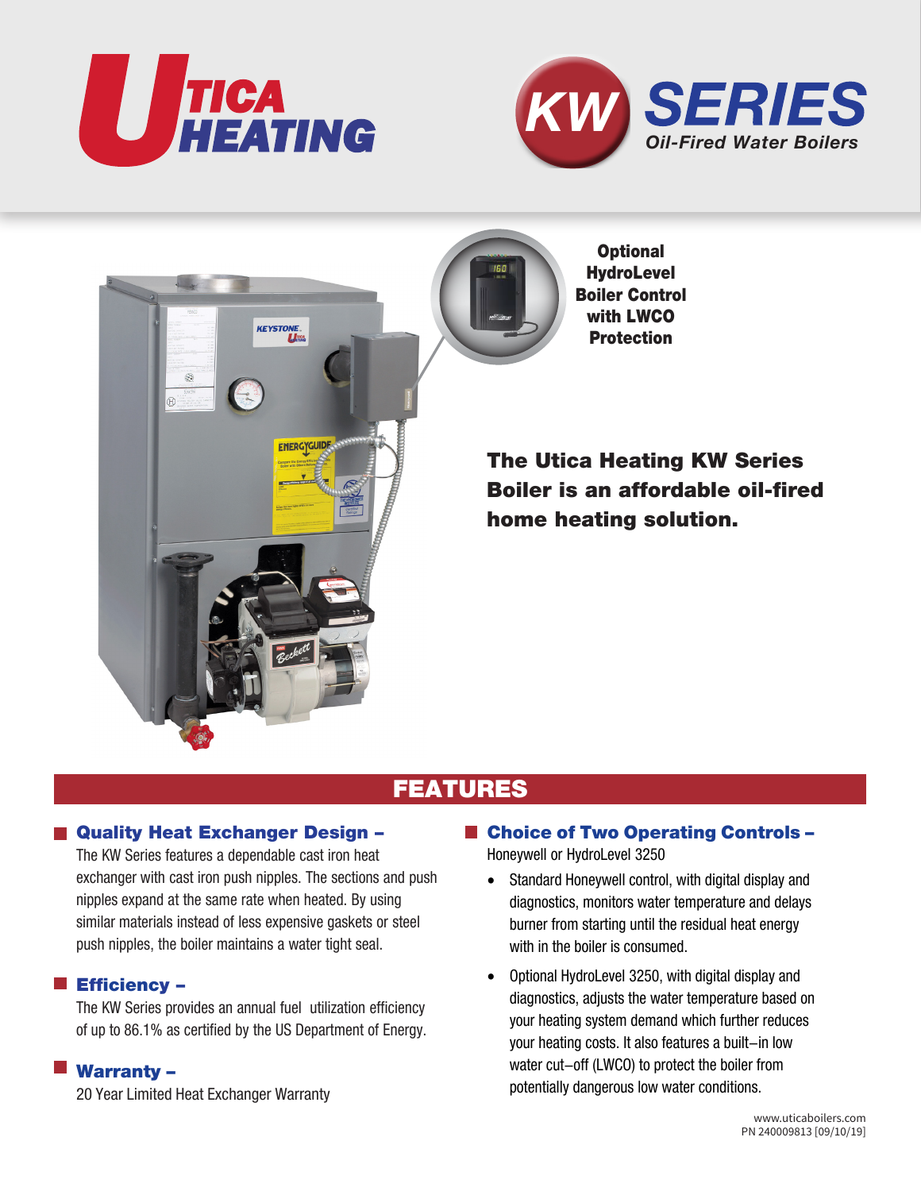# Utica Heating

# KW SERIES

*Oil-Fired Water Boilers*

**Optional HydroLevel Boiler Control with LWCO Protection**

**The Utica Heating KW Series Boiler is an affordable oil-fired home heating solution.**

## FEATURES

### Quality Heat Exchanger Design –

The KW Series features a dependable cast iron heat exchanger with cast iron push nipples. The sections and push nipples expand at the same rate when heated. By using similar materials instead of less expensive gaskets or steel push nipples, the boiler maintains a water tight seal.

### Efficiency –

The KW Series provides an annual fuel utilization efficiency of up to 86.1% as certified by the US Department of Energy.

### Warranty –

20 Year Limited Heat Exchanger Warranty

### Choice of Two Operating Controls –

Honeywell or HydroLevel 3250

- Standard Honeywell control, with digital display and diagnostics, monitors water temperature and delays burner from starting until the residual heat energy with in the boiler is consumed.
- Optional HydroLevel 3250, with digital display and diagnostics, adjusts the water temperature based on your heating system demand which further reduces your heating costs. It also features a built–in low water cut–off (LWCO) to protect the boiler from potentially dangerous low water conditions.

www.uticaboilers.com
PN 240009813 [09/10/19]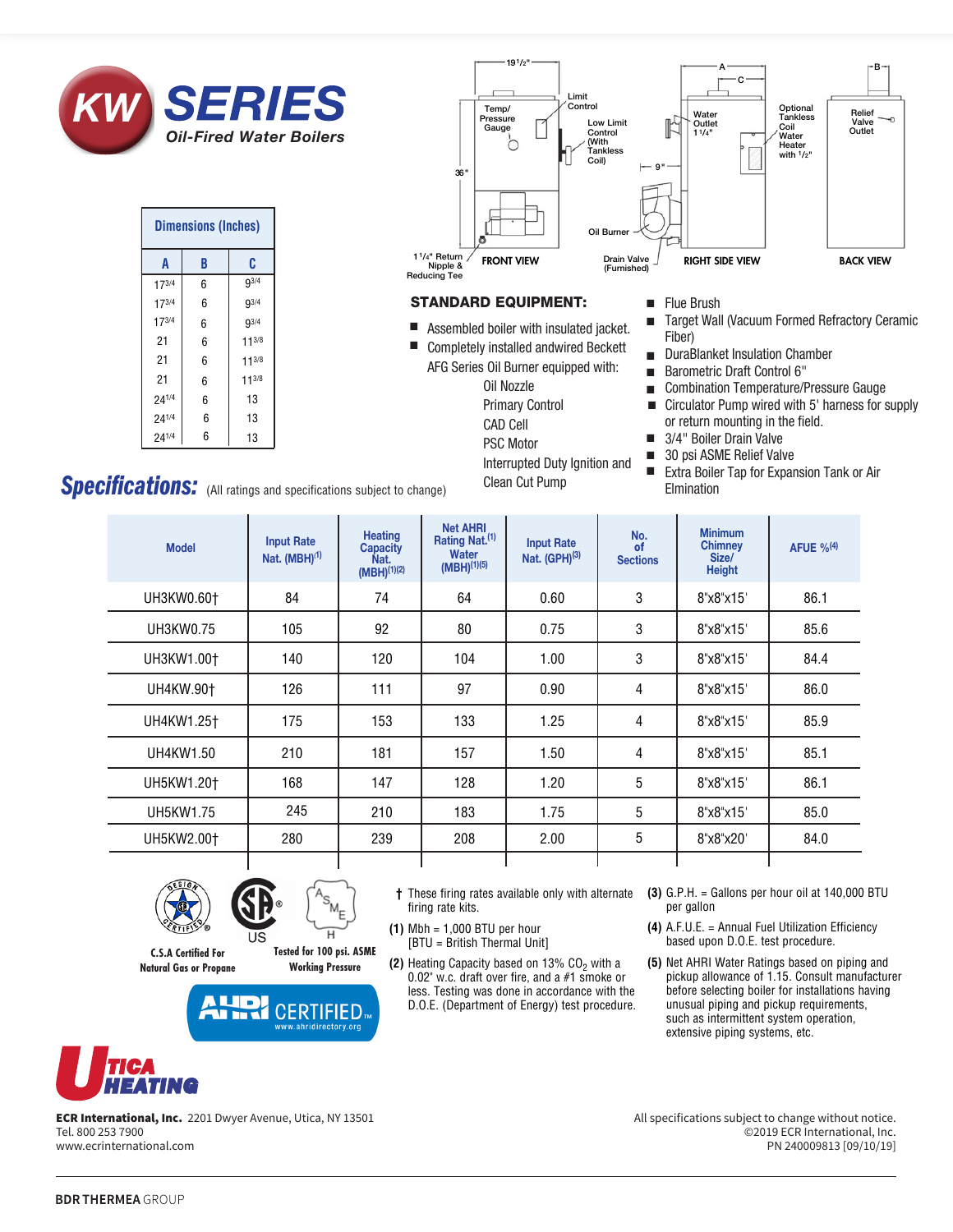# KW SERIES

## Oil-Fired Water Boilers

**Dimensions (Inches)**

| A | B | C |
|---|---|---|
| 17 3/4 | 6 | 9 3/4 |
| 17 3/4 | 6 | 9 3/4 |
| 17 3/4 | 6 | 9 3/4 |
| 21 | 6 | 11 3/8 |
| 21 | 6 | 11 3/8 |
| 21 | 6 | 11 3/8 |
| 24 1/4 | 6 | 13 |
| 24 1/4 | 6 | 13 |
| 24 1/4 | 6 | 13 |

19 1/2"
36"
Temp/ Pressure Gauge
Limit Control
Low Limit Control (With Tankless Coil)
1 1/4" Return Nipple & Reducing Tee
FRONT VIEW
9"
Oil Burner
Drain Valve (Furnished)
Water Outlet 1 1/4"
A
C
Optional Tankless Coil Water Heater with 1/2"
RIGHT SIDE VIEW
B
Relief Valve Outlet
BACK VIEW

### STANDARD EQUIPMENT:

- Assembled boiler with insulated jacket.
- Completely installed andwired Beckett AFG Series Oil Burner equipped with:
  - Oil Nozzle
  - Primary Control
  - CAD Cell
  - PSC Motor
  - Interrupted Duty Ignition and Clean Cut Pump
- Flue Brush
- Target Wall (Vacuum Formed Refractory Ceramic Fiber)
- DuraBlanket Insulation Chamber
- Barometric Draft Control 6"
- Combination Temperature/Pressure Gauge
- Circulator Pump wired with 5' harness for supply or return mounting in the field.
- 3/4" Boiler Drain Valve
- 30 psi ASME Relief Valve
- Extra Boiler Tap for Expansion Tank or Air Elmination

## Specifications: (All ratings and specifications subject to change)

| Model | Input Rate Nat. (MBH)(1) | Heating Capacity Nat. (MBH)(1)(2) | Net AHRI Rating Nat.(1) Water (MBH)(1)(5) | Input Rate Nat. (GPH)(3) | No. of Sections | Minimum Chimney Size/ Height | AFUE %(4) |
|---|---|---|---|---|---|---|---|
| UH3KW0.60† | 84 | 74 | 64 | 0.60 | 3 | 8"x8"x15' | 86.1 |
| UH3KW0.75 | 105 | 92 | 80 | 0.75 | 3 | 8"x8"x15' | 85.6 |
| UH3KW1.00† | 140 | 120 | 104 | 1.00 | 3 | 8"x8"x15' | 84.4 |
| UH4KW.90† | 126 | 111 | 97 | 0.90 | 4 | 8"x8"x15' | 86.0 |
| UH4KW1.25† | 175 | 153 | 133 | 1.25 | 4 | 8"x8"x15' | 85.9 |
| UH4KW1.50 | 210 | 181 | 157 | 1.50 | 4 | 8"x8"x15' | 85.1 |
| UH5KW1.20† | 168 | 147 | 128 | 1.20 | 5 | 8"x8"x15' | 86.1 |
| UH5KW1.75 | 245 | 210 | 183 | 1.75 | 5 | 8"x8"x15' | 85.0 |
| UH5KW2.00† | 280 | 239 | 208 | 2.00 | 5 | 8"x8"x20' | 84.0 |

C.S.A Certified For Natural Gas or Propane

Tested for 100 psi. ASME Working Pressure

AHRI CERTIFIED™ www.ahridirectory.org

† These firing rates available only with alternate firing rate kits.

**(1)** Mbh = 1,000 BTU per hour [BTU = British Thermal Unit]

**(2)** Heating Capacity based on 13% $CO_2$ with a 0.02" w.c. draft over fire, and a #1 smoke or less. Testing was done in accordance with the D.O.E. (Department of Energy) test procedure.

**(3)** G.P.H. = Gallons per hour oil at 140,000 BTU per gallon

**(4)** A.F.U.E. = Annual Fuel Utilization Efficiency based upon D.O.E. test procedure.

**(5)** Net AHRI Water Ratings based on piping and pickup allowance of 1.15. Consult manufacturer before selecting boiler for installations having unusual piping and pickup requirements, such as intermittent system operation, extensive piping systems, etc.

UTICA HEATING

**ECR International, Inc.** 2201 Dwyer Avenue, Utica, NY 13501
Tel. 800 253 7900
www.ecrinternational.com

All specifications subject to change without notice.
©2019 ECR International, Inc.
PN 240009813 [09/10/19]

BDR THERMEA GROUP